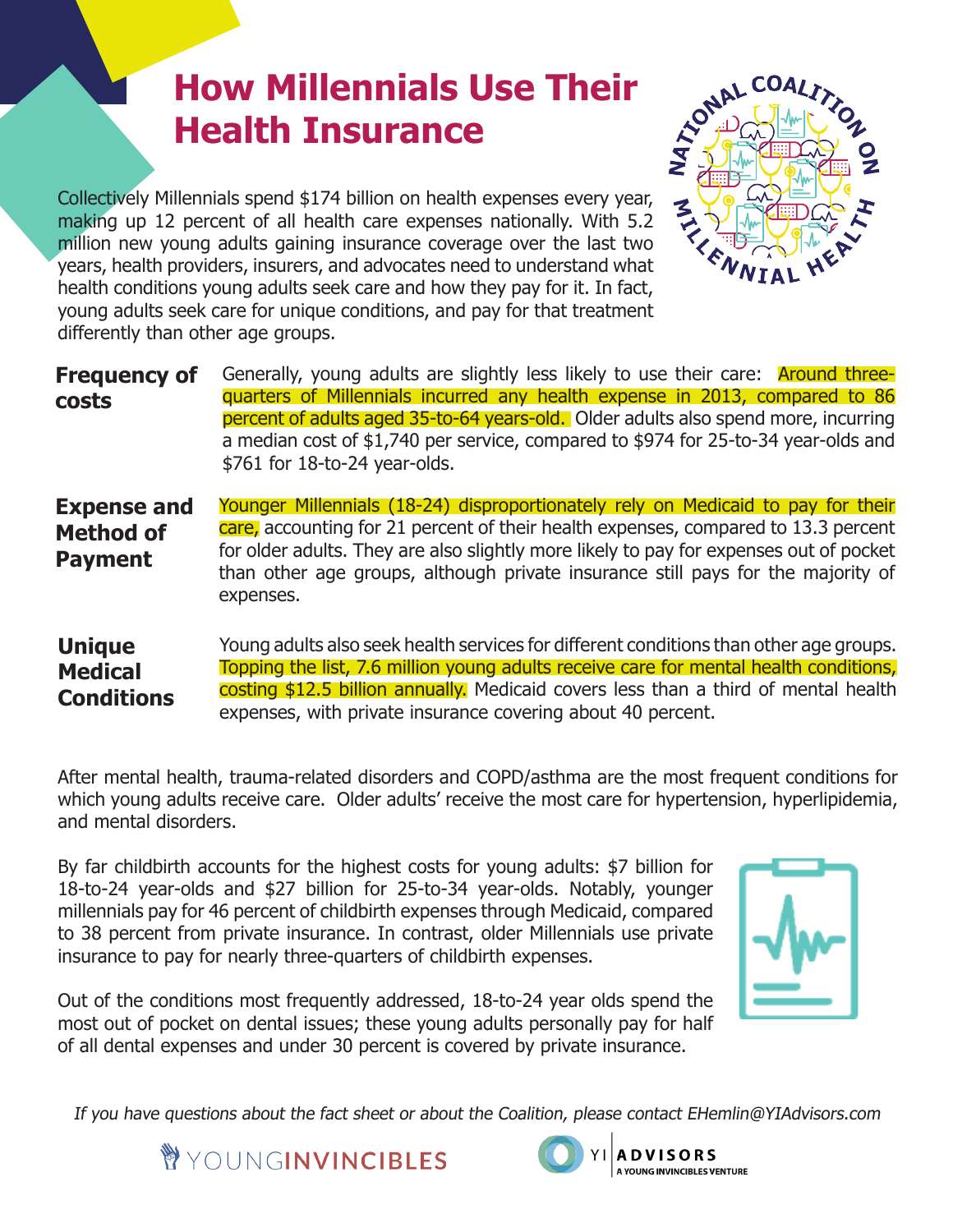# How Millennials Use Their Health Insurance

Collectively Millennials spend $174 billion on health expenses every year, making up 12 percent of all health care expenses nationally. With 5.2 million new young adults gaining insurance coverage over the last two years, health providers, insurers, and advocates need to understand what health conditions young adults seek care and how they pay for it. In fact, young adults seek care for unique conditions, and pay for that treatment differently than other age groups.

**Frequency of costs**

Generally, young adults are slightly less likely to use their care: Around three-quarters of Millennials incurred any health expense in 2013, compared to 86 percent of adults aged 35-to-64 years-old. Older adults also spend more, incurring a median cost of $1,740 per service, compared to $974 for 25-to-34 year-olds and $761 for 18-to-24 year-olds.

**Expense and Method of Payment**

Younger Millennials (18-24) disproportionately rely on Medicaid to pay for their care, accounting for 21 percent of their health expenses, compared to 13.3 percent for older adults. They are also slightly more likely to pay for expenses out of pocket than other age groups, although private insurance still pays for the majority of expenses.

**Unique Medical Conditions**

Young adults also seek health services for different conditions than other age groups. Topping the list, 7.6 million young adults receive care for mental health conditions, costing $12.5 billion annually. Medicaid covers less than a third of mental health expenses, with private insurance covering about 40 percent.

After mental health, trauma-related disorders and COPD/asthma are the most frequent conditions for which young adults receive care. Older adults' receive the most care for hypertension, hyperlipidemia, and mental disorders.

By far childbirth accounts for the highest costs for young adults: $7 billion for 18-to-24 year-olds and $27 billion for 25-to-34 year-olds. Notably, younger millennials pay for 46 percent of childbirth expenses through Medicaid, compared to 38 percent from private insurance. In contrast, older Millennials use private insurance to pay for nearly three-quarters of childbirth expenses.

Out of the conditions most frequently addressed, 18-to-24 year olds spend the most out of pocket on dental issues; these young adults personally pay for half of all dental expenses and under 30 percent is covered by private insurance.

*If you have questions about the fact sheet or about the Coalition, please contact EHemlin@YIAdvisors.com*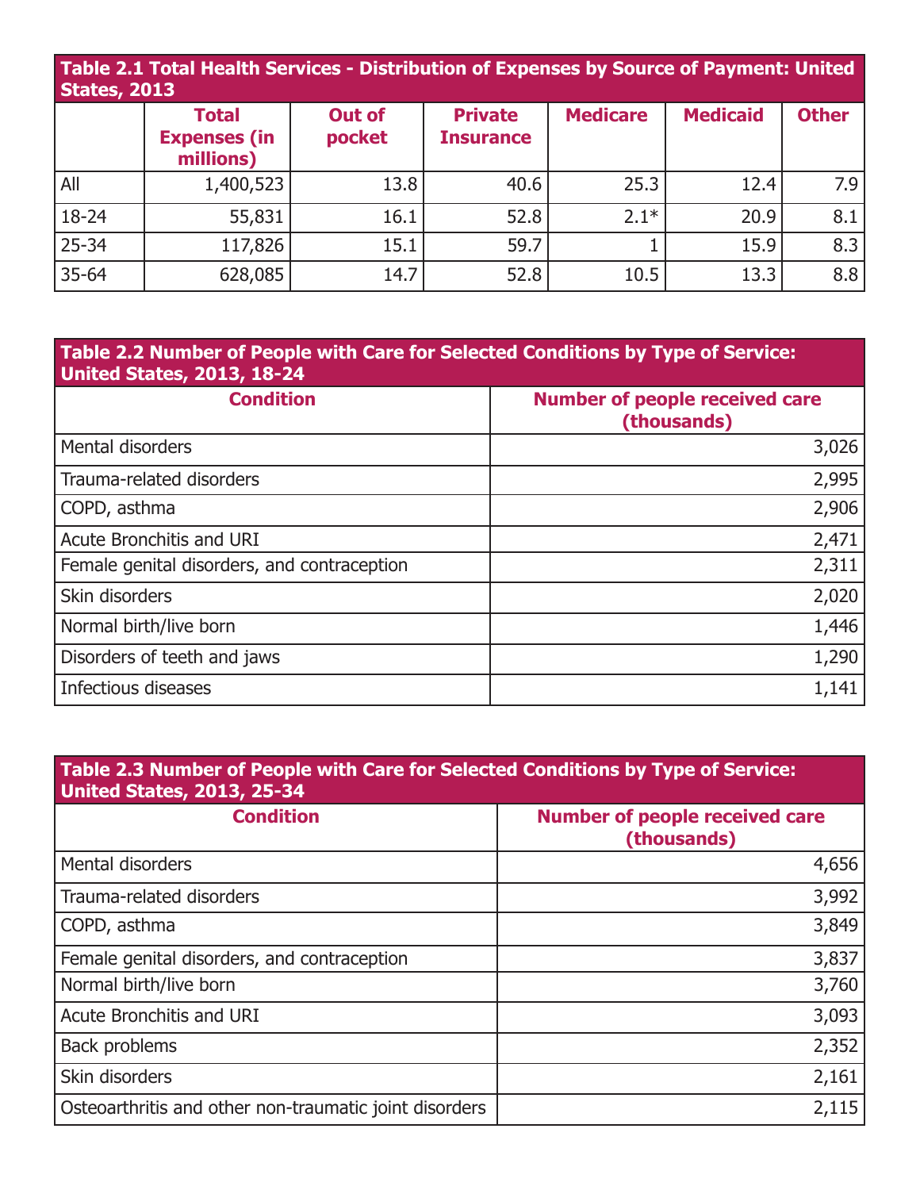**Table 2.1 Total Health Services - Distribution of Expenses by Source of Payment: United States, 2013**

| | Total Expenses (in millions) | Out of pocket | Private Insurance | Medicare | Medicaid | Other |
|---|---|---|---|---|---|---|
| All | 1,400,523 | 13.8 | 40.6 | 25.3 | 12.4 | 7.9 |
| 18-24 | 55,831 | 16.1 | 52.8 | 2.1* | 20.9 | 8.1 |
| 25-34 | 117,826 | 15.1 | 59.7 | 1 | 15.9 | 8.3 |
| 35-64 | 628,085 | 14.7 | 52.8 | 10.5 | 13.3 | 8.8 |

**Table 2.2 Number of People with Care for Selected Conditions by Type of Service: United States, 2013, 18-24**

| Condition | Number of people received care (thousands) |
|---|---|
| Mental disorders | 3,026 |
| Trauma-related disorders | 2,995 |
| COPD, asthma | 2,906 |
| Acute Bronchitis and URI | 2,471 |
| Female genital disorders, and contraception | 2,311 |
| Skin disorders | 2,020 |
| Normal birth/live born | 1,446 |
| Disorders of teeth and jaws | 1,290 |
| Infectious diseases | 1,141 |

**Table 2.3 Number of People with Care for Selected Conditions by Type of Service: United States, 2013, 25-34**

| Condition | Number of people received care (thousands) |
|---|---|
| Mental disorders | 4,656 |
| Trauma-related disorders | 3,992 |
| COPD, asthma | 3,849 |
| Female genital disorders, and contraception | 3,837 |
| Normal birth/live born | 3,760 |
| Acute Bronchitis and URI | 3,093 |
| Back problems | 2,352 |
| Skin disorders | 2,161 |
| Osteoarthritis and other non-traumatic joint disorders | 2,115 |